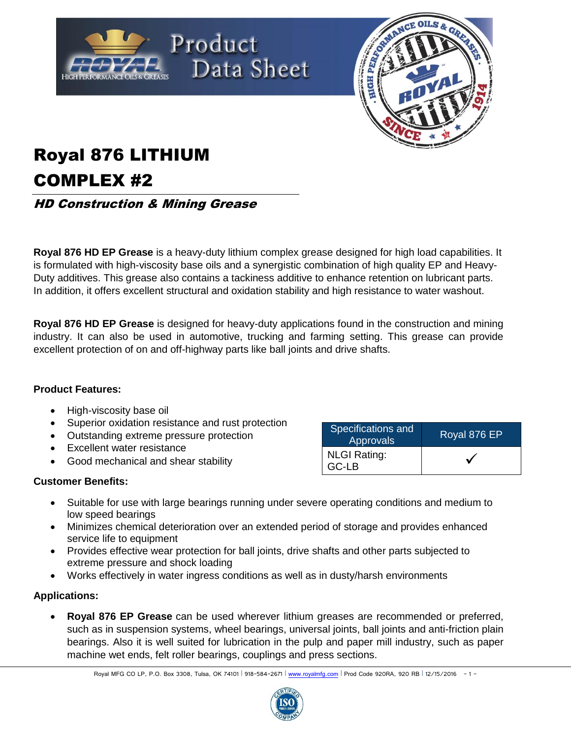# Royal 876 LITHIUM COMPLEX #2

## *HD Construction & Mining Grease*

**Royal 876 HD EP Grease** is a heavy-duty lithium complex grease designed for high load capabilities. It is formulated with high-viscosity base oils and a synergistic combination of high quality EP and Heavy-Duty additives. This grease also contains a tackiness additive to enhance retention on lubricant parts. In addition, it offers excellent structural and oxidation stability and high resistance to water washout.

**Royal 876 HD EP Grease** is designed for heavy-duty applications found in the construction and mining industry. It can also be used in automotive, trucking and farming setting. This grease can provide excellent protection of on and off-highway parts like ball joints and drive shafts.

**Product Features:**

- High-viscosity base oil
- Superior oxidation resistance and rust protection
- Outstanding extreme pressure protection
- Excellent water resistance
- Good mechanical and shear stability

| Specifications and Approvals | Royal 876 EP |
|---|---|
| NLGI Rating: GC-LB | ✓ |

**Customer Benefits:**

- Suitable for use with large bearings running under severe operating conditions and medium to low speed bearings
- Minimizes chemical deterioration over an extended period of storage and provides enhanced service life to equipment
- Provides effective wear protection for ball joints, drive shafts and other parts subjected to extreme pressure and shock loading
- Works effectively in water ingress conditions as well as in dusty/harsh environments

**Applications:**

- **Royal 876 EP Grease** can be used wherever lithium greases are recommended or preferred, such as in suspension systems, wheel bearings, universal joints, ball joints and anti-friction plain bearings. Also it is well suited for lubrication in the pulp and paper mill industry, such as paper machine wet ends, felt roller bearings, couplings and press sections.

Royal MFG CO LP, P.O. Box 3308, Tulsa, OK 74101 | 918-584-2671 | www.royalmfg.com | Prod Code 920RA, 920 RB | 12/15/2016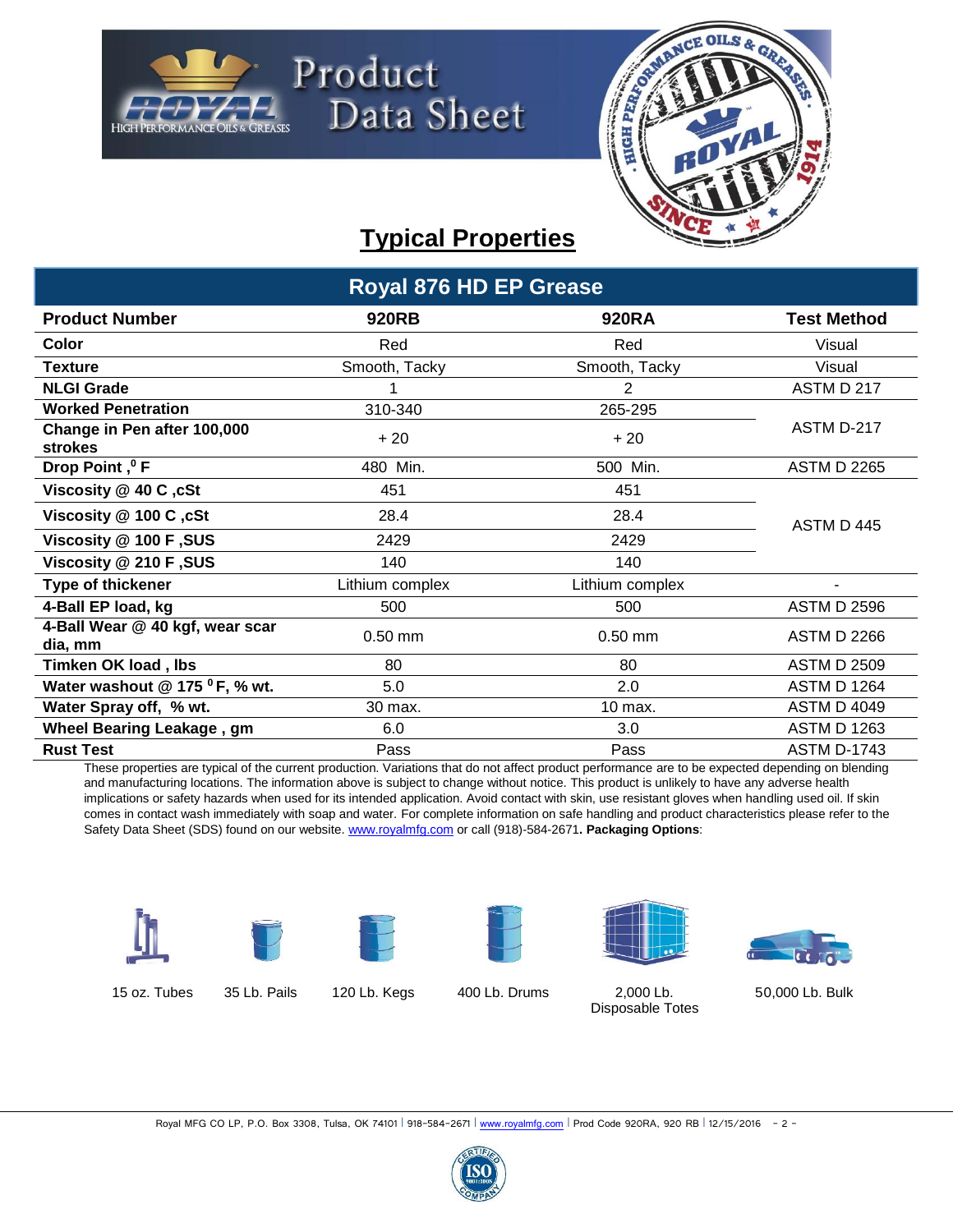# Product Data Sheet

## Typical Properties

| Royal 876 HD EP Grease | | | |
|---|---|---|---|
| **Product Number** | **920RB** | **920RA** | **Test Method** |
| **Color** | Red | Red | Visual |
| **Texture** | Smooth, Tacky | Smooth, Tacky | Visual |
| **NLGI Grade** | 1 | 2 | ASTM D 217 |
| **Worked Penetration** | 310-340 | 265-295 | ASTM D-217 |
| **Change in Pen after 100,000 strokes** | + 20 | + 20 | ASTM D-217 |
| **Drop Point ,$^{0}$ F** | 480 Min. | 500 Min. | ASTM D 2265 |
| **Viscosity @ 40 C ,cSt** | 451 | 451 | ASTM D 445 |
| **Viscosity @ 100 C ,cSt** | 28.4 | 28.4 | ASTM D 445 |
| **Viscosity @ 100 F ,SUS** | 2429 | 2429 | ASTM D 445 |
| **Viscosity @ 210 F ,SUS** | 140 | 140 | ASTM D 445 |
| **Type of thickener** | Lithium complex | Lithium complex | - |
| **4-Ball EP load, kg** | 500 | 500 | ASTM D 2596 |
| **4-Ball Wear @ 40 kgf, wear scar dia, mm** | 0.50 mm | 0.50 mm | ASTM D 2266 |
| **Timken OK load , lbs** | 80 | 80 | ASTM D 2509 |
| **Water washout @ 175 $^{0}$F, % wt.** | 5.0 | 2.0 | ASTM D 1264 |
| **Water Spray off, % wt.** | 30 max. | 10 max. | ASTM D 4049 |
| **Wheel Bearing Leakage , gm** | 6.0 | 3.0 | ASTM D 1263 |
| **Rust Test** | Pass | Pass | ASTM D-1743 |

These properties are typical of the current production. Variations that do not affect product performance are to be expected depending on blending and manufacturing locations. The information above is subject to change without notice. This product is unlikely to have any adverse health implications or safety hazards when used for its intended application. Avoid contact with skin, use resistant gloves when handling used oil. If skin comes in contact wash immediately with soap and water. For complete information on safe handling and product characteristics please refer to the Safety Data Sheet (SDS) found on our website. www.royalmfg.com or call (918)-584-2671**. Packaging Options**:

15 oz. Tubes

35 Lb. Pails

120 Lb. Kegs

400 Lb. Drums

2,000 Lb. Disposable Totes

50,000 Lb. Bulk

Royal MFG CO LP, P.O. Box 3308, Tulsa, OK 74101 | 918-584-2671 | www.royalmfg.com | Prod Code 920RA, 920 RB | 12/15/2016